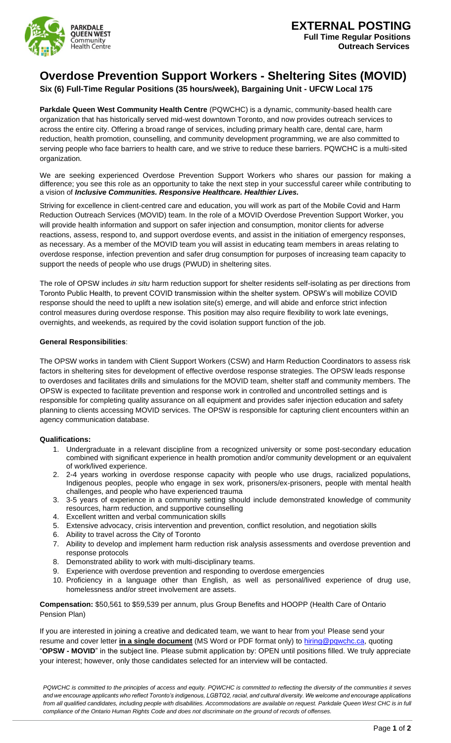# EXTERNAL POSTING

**Full Time Regular Positions**
**Outreach Services**

# Overdose Prevention Support Workers - Sheltering Sites (MOVID)

**Six (6) Full-Time Regular Positions (35 hours/week), Bargaining Unit - UFCW Local 175**

**Parkdale Queen West Community Health Centre** (PQWCHC) is a dynamic, community-based health care organization that has historically served mid-west downtown Toronto, and now provides outreach services to across the entire city. Offering a broad range of services, including primary health care, dental care, harm reduction, health promotion, counselling, and community development programming, we are also committed to serving people who face barriers to health care, and we strive to reduce these barriers. PQWCHC is a multi-sited organization.

We are seeking experienced Overdose Prevention Support Workers who shares our passion for making a difference; you see this role as an opportunity to take the next step in your successful career while contributing to a vision of ***Inclusive Communities. Responsive Healthcare. Healthier Lives.***

Striving for excellence in client-centred care and education, you will work as part of the Mobile Covid and Harm Reduction Outreach Services (MOVID) team. In the role of a MOVID Overdose Prevention Support Worker, you will provide health information and support on safer injection and consumption, monitor clients for adverse reactions, assess, respond to, and support overdose events, and assist in the initiation of emergency responses, as necessary. As a member of the MOVID team you will assist in educating team members in areas relating to overdose response, infection prevention and safer drug consumption for purposes of increasing team capacity to support the needs of people who use drugs (PWUD) in sheltering sites.

The role of OPSW includes *in situ* harm reduction support for shelter residents self-isolating as per directions from Toronto Public Health, to prevent COVID transmission within the shelter system. OPSW's will mobilize COVID response should the need to uplift a new isolation site(s) emerge, and will abide and enforce strict infection control measures during overdose response. This position may also require flexibility to work late evenings, overnights, and weekends, as required by the covid isolation support function of the job.

**General Responsibilities**:

The OPSW works in tandem with Client Support Workers (CSW) and Harm Reduction Coordinators to assess risk factors in sheltering sites for development of effective overdose response strategies. The OPSW leads response to overdoses and facilitates drills and simulations for the MOVID team, shelter staff and community members. The OPSW is expected to facilitate prevention and response work in controlled and uncontrolled settings and is responsible for completing quality assurance on all equipment and provides safer injection education and safety planning to clients accessing MOVID services. The OPSW is responsible for capturing client encounters within an agency communication database.

**Qualifications:**

1. Undergraduate in a relevant discipline from a recognized university or some post-secondary education combined with significant experience in health promotion and/or community development or an equivalent of work/lived experience.
2. 2-4 years working in overdose response capacity with people who use drugs, racialized populations, Indigenous peoples, people who engage in sex work, prisoners/ex-prisoners, people with mental health challenges, and people who have experienced trauma
3. 3-5 years of experience in a community setting should include demonstrated knowledge of community resources, harm reduction, and supportive counselling
4. Excellent written and verbal communication skills
5. Extensive advocacy, crisis intervention and prevention, conflict resolution, and negotiation skills
6. Ability to travel across the City of Toronto
7. Ability to develop and implement harm reduction risk analysis assessments and overdose prevention and response protocols
8. Demonstrated ability to work with multi-disciplinary teams.
9. Experience with overdose prevention and responding to overdose emergencies
10. Proficiency in a language other than English, as well as personal/lived experience of drug use, homelessness and/or street involvement are assets.

**Compensation:** $50,561 to $59,539 per annum, plus Group Benefits and HOOPP (Health Care of Ontario Pension Plan)

If you are interested in joining a creative and dedicated team, we want to hear from you! Please send your resume and cover letter **in a single document** (MS Word or PDF format only) to hiring@pqwchc.ca, quoting "**OPSW - MOVID**" in the subject line. Please submit application by: OPEN until positions filled. We truly appreciate your interest; however, only those candidates selected for an interview will be contacted.

*PQWCHC is committed to the principles of access and equity. PQWCHC is committed to reflecting the diversity of the communities it serves and we encourage applicants who reflect Toronto's indigenous, LGBTQ2, racial, and cultural diversity. We welcome and encourage applications from all qualified candidates, including people with disabilities. Accommodations are available on request. Parkdale Queen West CHC is in full compliance of the Ontario Human Rights Code and does not discriminate on the ground of records of offenses.*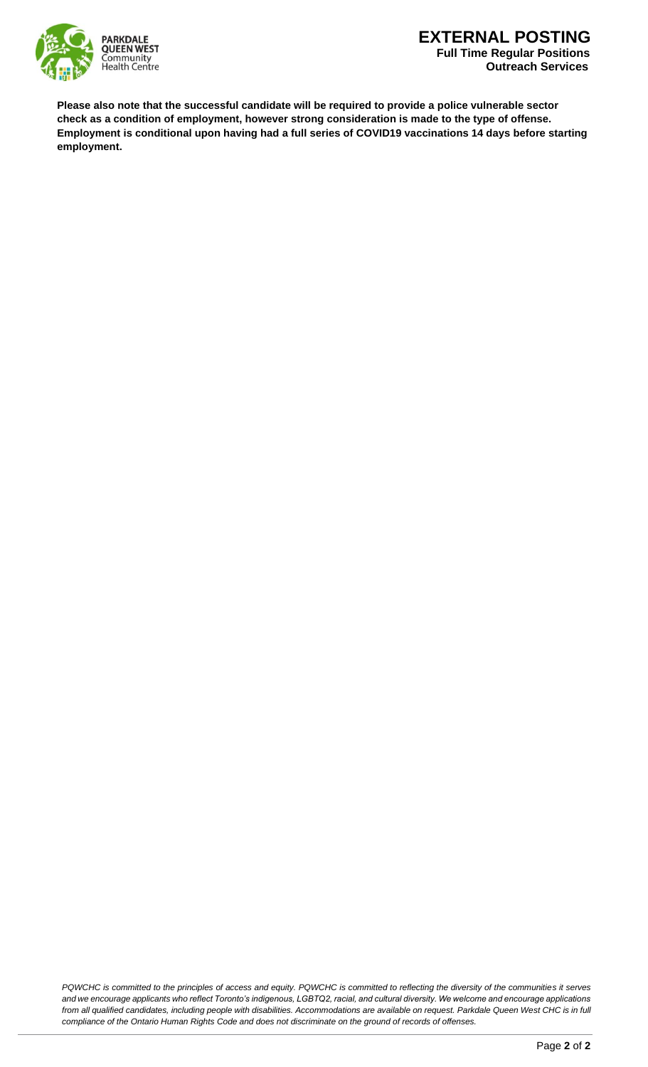**Please also note that the successful candidate will be required to provide a police vulnerable sector check as a condition of employment, however strong consideration is made to the type of offense. Employment is conditional upon having had a full series of COVID19 vaccinations 14 days before starting employment.**

*PQWCHC is committed to the principles of access and equity. PQWCHC is committed to reflecting the diversity of the communities it serves and we encourage applicants who reflect Toronto's indigenous, LGBTQ2, racial, and cultural diversity. We welcome and encourage applications from all qualified candidates, including people with disabilities. Accommodations are available on request. Parkdale Queen West CHC is in full compliance of the Ontario Human Rights Code and does not discriminate on the ground of records of offenses.*